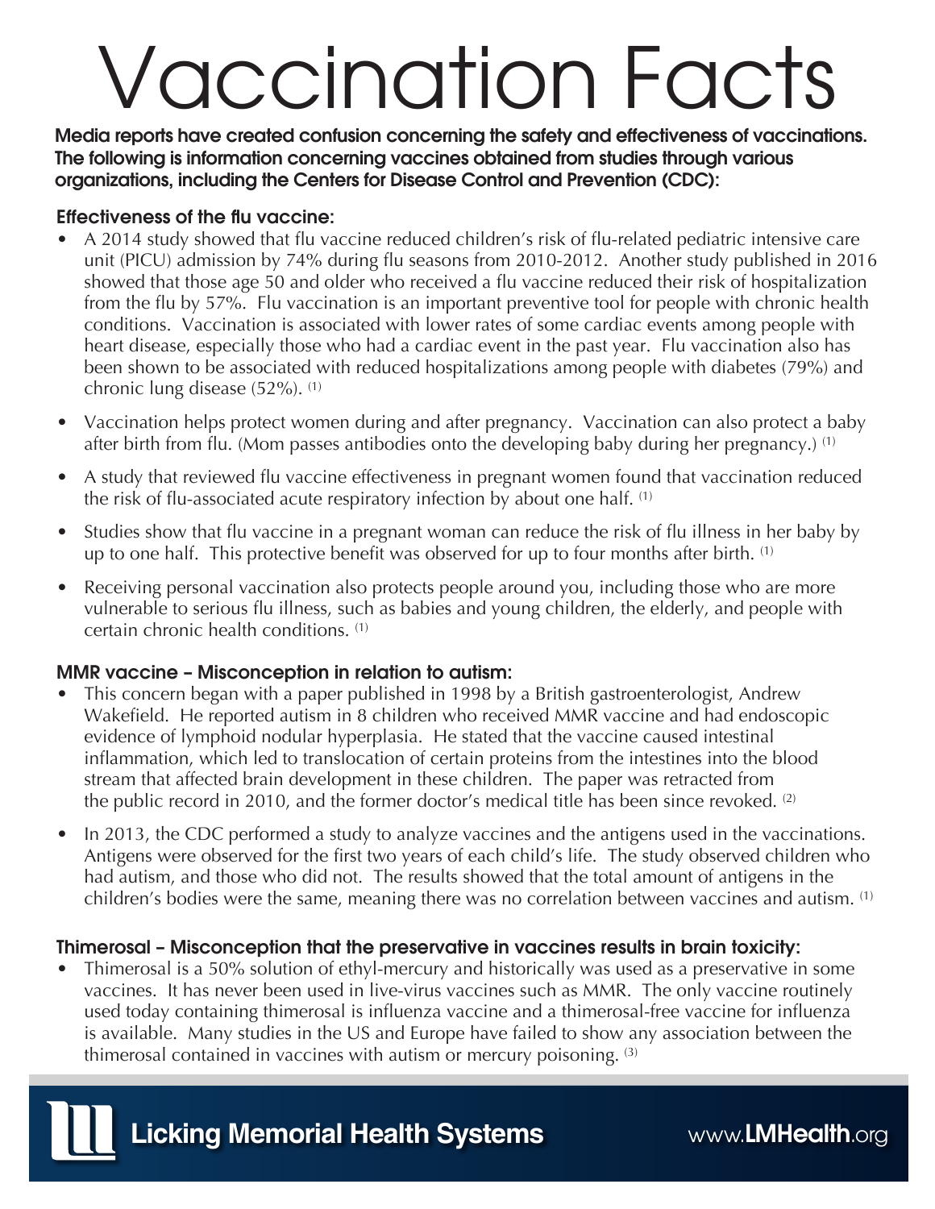# Vaccination Facts

**Media reports have created confusion concerning the safety and effectiveness of vaccinations. The following is information concerning vaccines obtained from studies through various organizations, including the Centers for Disease Control and Prevention (CDC):**

### Effectiveness of the flu vaccine:

- A 2014 study showed that flu vaccine reduced children's risk of flu-related pediatric intensive care unit (PICU) admission by 74% during flu seasons from 2010-2012. Another study published in 2016 showed that those age 50 and older who received a flu vaccine reduced their risk of hospitalization from the flu by 57%. Flu vaccination is an important preventive tool for people with chronic health conditions. Vaccination is associated with lower rates of some cardiac events among people with heart disease, especially those who had a cardiac event in the past year. Flu vaccination also has been shown to be associated with reduced hospitalizations among people with diabetes (79%) and chronic lung disease (52%). [1]
- Vaccination helps protect women during and after pregnancy. Vaccination can also protect a baby after birth from flu. (Mom passes antibodies onto the developing baby during her pregnancy.) [1]
- A study that reviewed flu vaccine effectiveness in pregnant women found that vaccination reduced the risk of flu-associated acute respiratory infection by about one half. [1]
- Studies show that flu vaccine in a pregnant woman can reduce the risk of flu illness in her baby by up to one half. This protective benefit was observed for up to four months after birth. [1]
- Receiving personal vaccination also protects people around you, including those who are more vulnerable to serious flu illness, such as babies and young children, the elderly, and people with certain chronic health conditions. [1]

### MMR vaccine – Misconception in relation to autism:

- This concern began with a paper published in 1998 by a British gastroenterologist, Andrew Wakefield. He reported autism in 8 children who received MMR vaccine and had endoscopic evidence of lymphoid nodular hyperplasia. He stated that the vaccine caused intestinal inflammation, which led to translocation of certain proteins from the intestines into the blood stream that affected brain development in these children. The paper was retracted from the public record in 2010, and the former doctor's medical title has been since revoked. [2]
- In 2013, the CDC performed a study to analyze vaccines and the antigens used in the vaccinations. Antigens were observed for the first two years of each child's life. The study observed children who had autism, and those who did not. The results showed that the total amount of antigens in the children's bodies were the same, meaning there was no correlation between vaccines and autism. [1]

### Thimerosal – Misconception that the preservative in vaccines results in brain toxicity:

- Thimerosal is a 50% solution of ethyl-mercury and historically was used as a preservative in some vaccines. It has never been used in live-virus vaccines such as MMR. The only vaccine routinely used today containing thimerosal is influenza vaccine and a thimerosal-free vaccine for influenza is available. Many studies in the US and Europe have failed to show any association between the thimerosal contained in vaccines with autism or mercury poisoning. [3]

**Licking Memorial Health Systems** www.LMHealth.org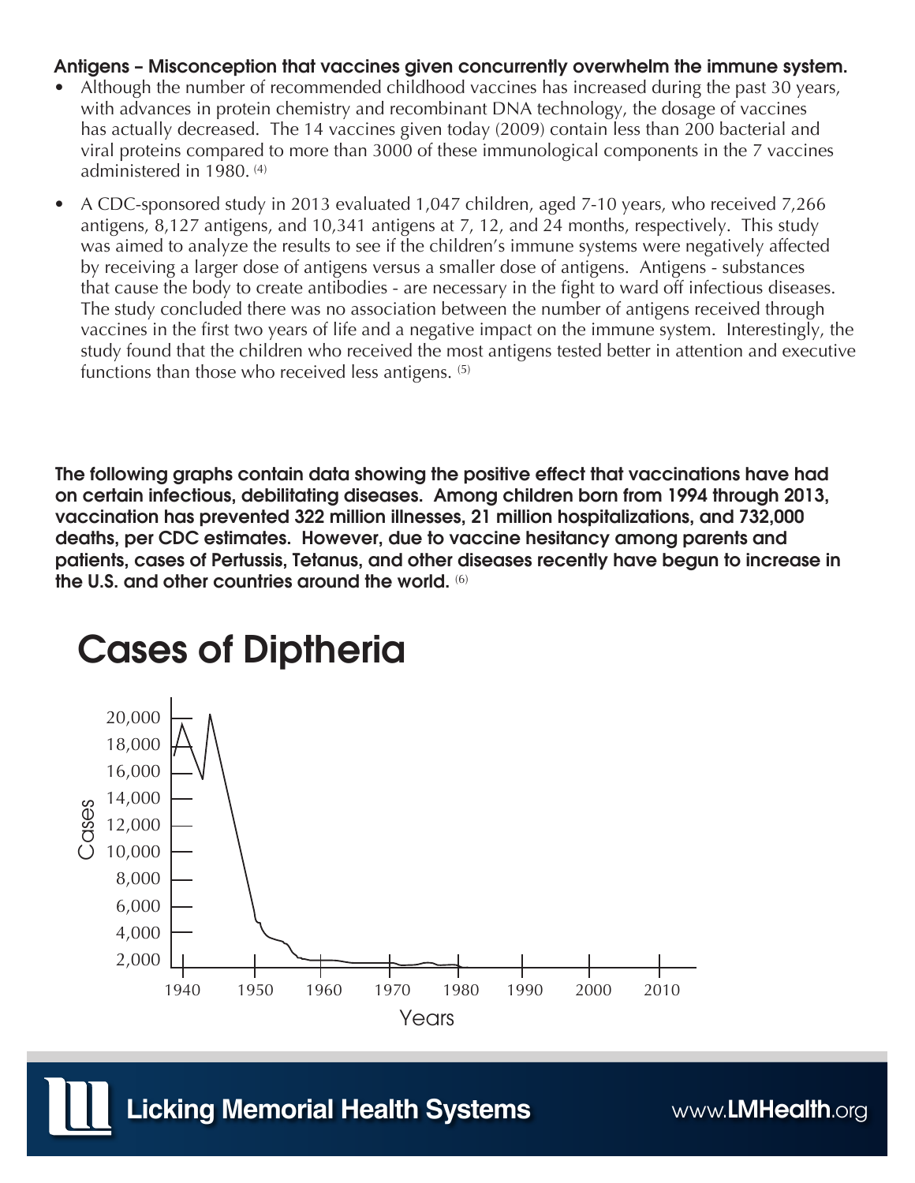**Antigens – Misconception that vaccines given concurrently overwhelm the immune system.**

- Although the number of recommended childhood vaccines has increased during the past 30 years, with advances in protein chemistry and recombinant DNA technology, the dosage of vaccines has actually decreased. The 14 vaccines given today (2009) contain less than 200 bacterial and viral proteins compared to more than 3000 of these immunological components in the 7 vaccines administered in 1980. [4]
- A CDC-sponsored study in 2013 evaluated 1,047 children, aged 7-10 years, who received 7,266 antigens, 8,127 antigens, and 10,341 antigens at 7, 12, and 24 months, respectively. This study was aimed to analyze the results to see if the children's immune systems were negatively affected by receiving a larger dose of antigens versus a smaller dose of antigens. Antigens - substances that cause the body to create antibodies - are necessary in the fight to ward off infectious diseases. The study concluded there was no association between the number of antigens received through vaccines in the first two years of life and a negative impact on the immune system. Interestingly, the study found that the children who received the most antigens tested better in attention and executive functions than those who received less antigens. [5]

**The following graphs contain data showing the positive effect that vaccinations have had on certain infectious, debilitating diseases. Among children born from 1994 through 2013, vaccination has prevented 322 million illnesses, 21 million hospitalizations, and 732,000 deaths, per CDC estimates. However, due to vaccine hesitancy among parents and patients, cases of Pertussis, Tetanus, and other diseases recently have begun to increase in the U.S. and other countries around the world.** [6]

## Cases of Diptheria

Cases

20,000
18,000
16,000
14,000
12,000
10,000
8,000
6,000
4,000
2,000

1940 1950 1960 1970 1980 1990 2000 2010

Years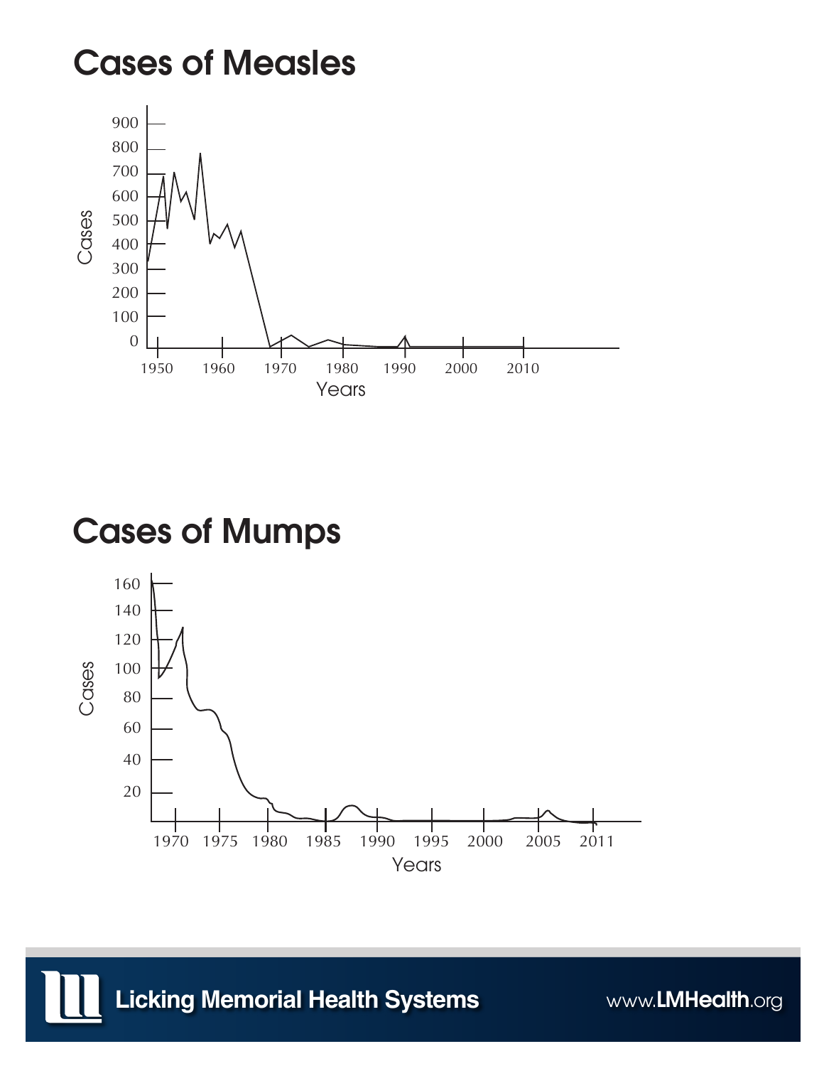# Cases of Measles

900
800
700
600
500
400
300
200
100
0

Cases

1950
1960
1970
1980
1990
2000
2010

Years

# Cases of Mumps

160
140
120
100
80
60
40
20

Cases

1970
1975
1980
1985
1990
1995
2000
2005
2011

Years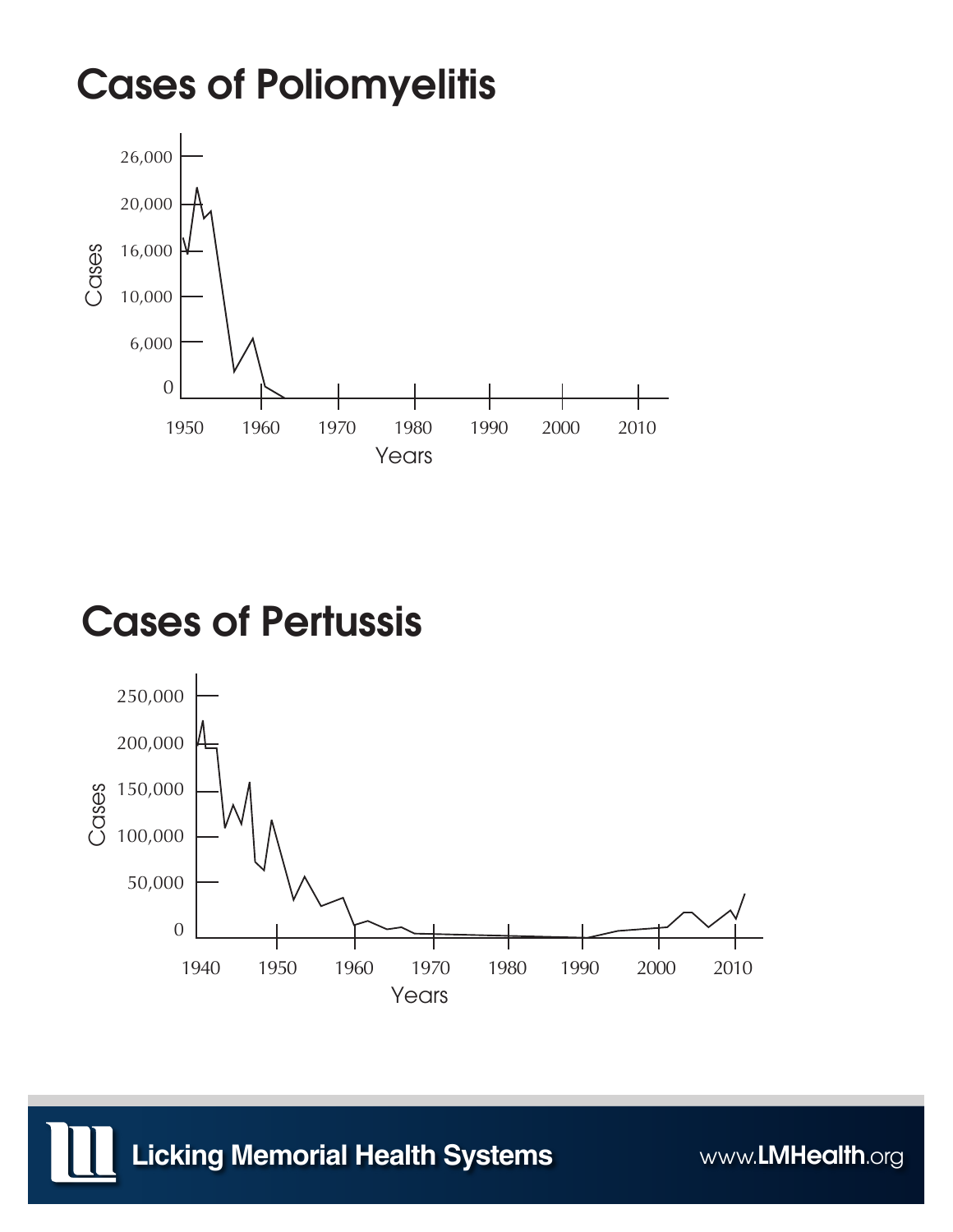# Cases of Poliomyelitis

26,000
20,000
16,000
10,000
6,000
0

Cases

1950
1960
1970
1980
1990
2000
2010

Years

# Cases of Pertussis

250,000
200,000
150,000
100,000
50,000
0

Cases

1940
1950
1960
1970
1980
1990
2000
2010

Years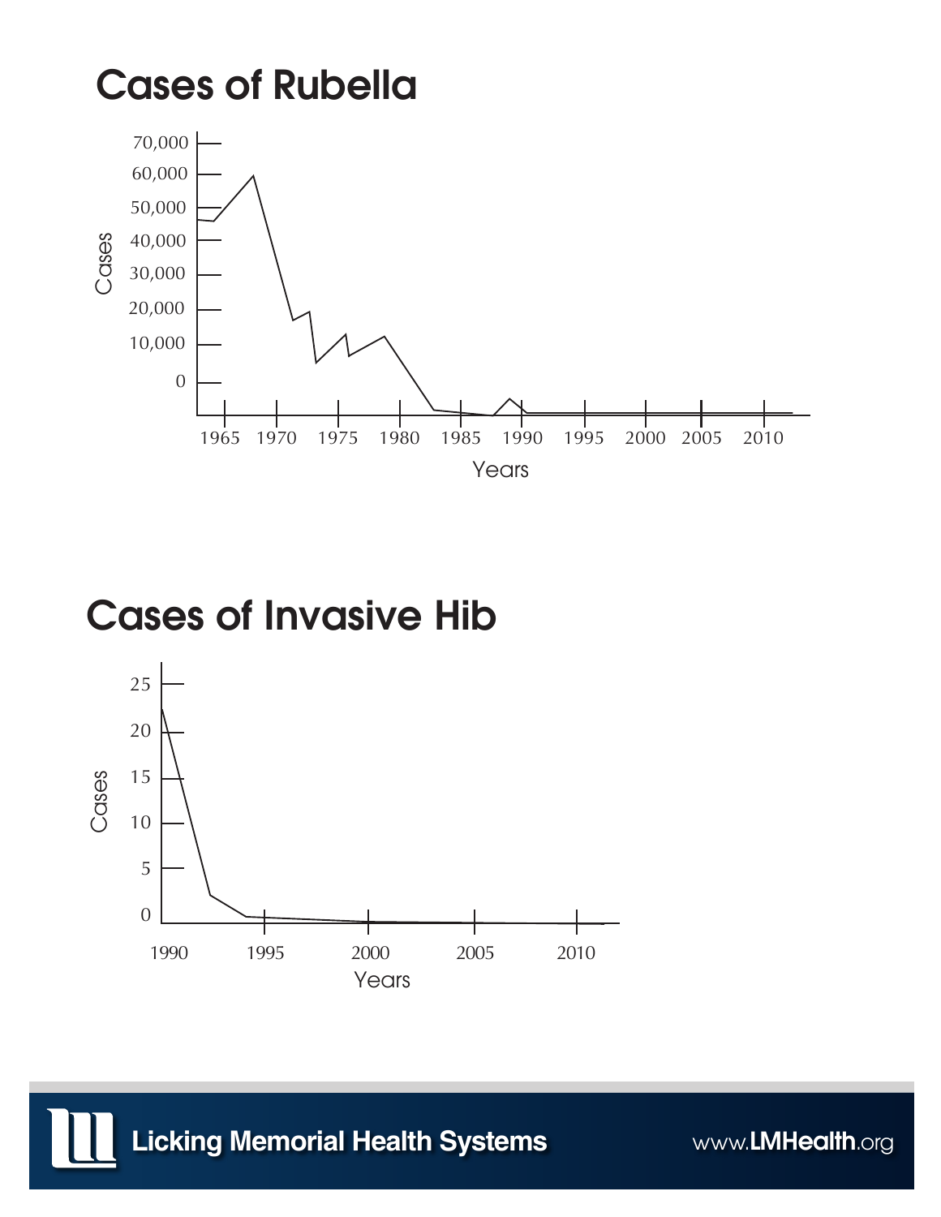# Cases of Rubella

70,000
60,000
50,000
40,000
30,000
20,000
10,000
0

Cases

1965 1970 1975 1980 1985 1990 1995 2000 2005 2010

Years

# Cases of Invasive Hib

25
20
15
10
5
0

Cases

1990 1995 2000 2005 2010

Years

Licking Memorial Health Systems

www.LMHealth.org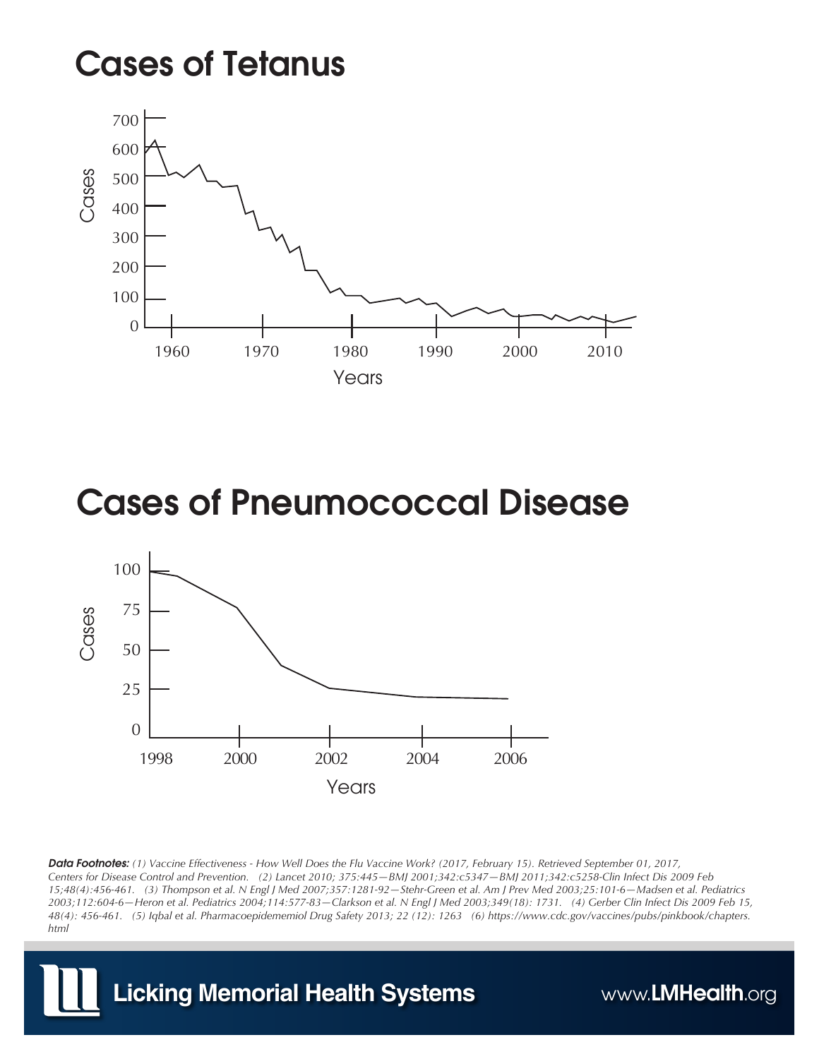## Cases of Tetanus

700
600
500
400
300
200
100
0
Cases
1960
1970
1980
1990
2000
2010
Years

## Cases of Pneumococcal Disease

100
75
50
25
0
Cases
1998
2000
2002
2004
2006
Years

***Data Footnotes:*** *(1) Vaccine Effectiveness - How Well Does the Flu Vaccine Work? (2017, February 15). Retrieved September 01, 2017, Centers for Disease Control and Prevention. (2) Lancet 2010; 375:445—BMJ 2001;342:c5347—BMJ 2011;342:c5258-Clin Infect Dis 2009 Feb 15;48(4):456-461. (3) Thompson et al. N Engl J Med 2007;357:1281-92—Stehr-Green et al. Am J Prev Med 2003;25:101-6—Madsen et al. Pediatrics 2003;112:604-6—Heron et al. Pediatrics 2004;114:577-83—Clarkson et al. N Engl J Med 2003;349(18): 1731. (4) Gerber Clin Infect Dis 2009 Feb 15, 48(4): 456-461. (5) Iqbal et al. Pharmacoepidememiol Drug Safety 2013; 22 (12): 1263 (6) https://www.cdc.gov/vaccines/pubs/pinkbook/chapters.html*

**Licking Memorial Health Systems** www.**LMHealth**.org